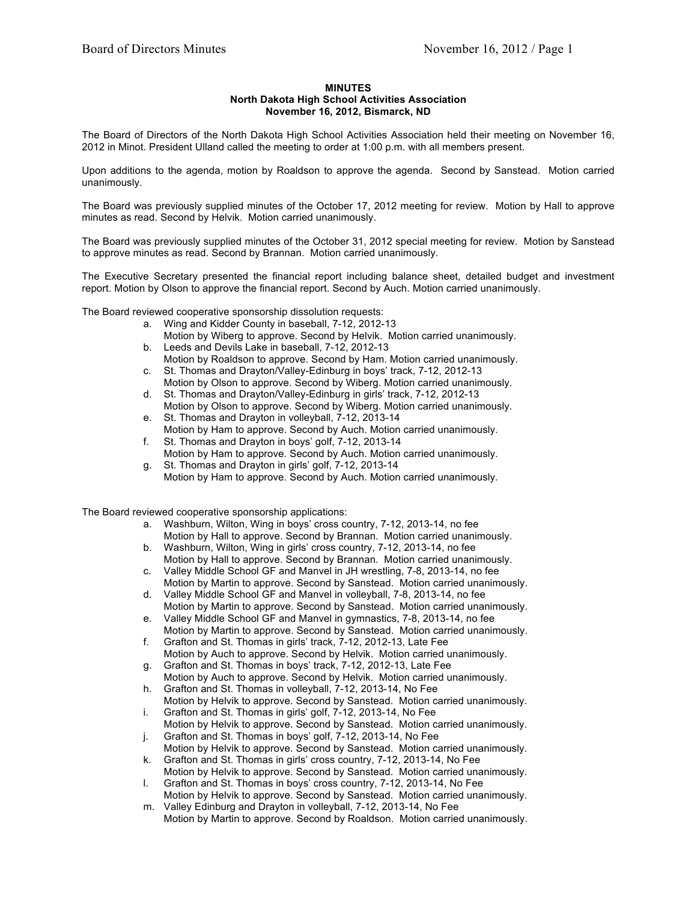**MINUTES**
**North Dakota High School Activities Association**
**November 16, 2012, Bismarck, ND**

The Board of Directors of the North Dakota High School Activities Association held their meeting on November 16, 2012 in Minot. President Ulland called the meeting to order at 1:00 p.m. with all members present.

Upon additions to the agenda, motion by Roaldson to approve the agenda. Second by Sanstead. Motion carried unanimously.

The Board was previously supplied minutes of the October 17, 2012 meeting for review. Motion by Hall to approve minutes as read. Second by Helvik. Motion carried unanimously.

The Board was previously supplied minutes of the October 31, 2012 special meeting for review. Motion by Sanstead to approve minutes as read. Second by Brannan. Motion carried unanimously.

The Executive Secretary presented the financial report including balance sheet, detailed budget and investment report. Motion by Olson to approve the financial report. Second by Auch. Motion carried unanimously.

The Board reviewed cooperative sponsorship dissolution requests:

a. Wing and Kidder County in baseball, 7-12, 2012-13
   Motion by Wiberg to approve. Second by Helvik. Motion carried unanimously.
b. Leeds and Devils Lake in baseball, 7-12, 2012-13
   Motion by Roaldson to approve. Second by Ham. Motion carried unanimously.
c. St. Thomas and Drayton/Valley-Edinburg in boys' track, 7-12, 2012-13
   Motion by Olson to approve. Second by Wiberg. Motion carried unanimously.
d. St. Thomas and Drayton/Valley-Edinburg in girls' track, 7-12, 2012-13
   Motion by Olson to approve. Second by Wiberg. Motion carried unanimously.
e. St. Thomas and Drayton in volleyball, 7-12, 2013-14
   Motion by Ham to approve. Second by Auch. Motion carried unanimously.
f. St. Thomas and Drayton in boys' golf, 7-12, 2013-14
   Motion by Ham to approve. Second by Auch. Motion carried unanimously.
g. St. Thomas and Drayton in girls' golf, 7-12, 2013-14
   Motion by Ham to approve. Second by Auch. Motion carried unanimously.

The Board reviewed cooperative sponsorship applications:

a. Washburn, Wilton, Wing in boys' cross country, 7-12, 2013-14, no fee
   Motion by Hall to approve. Second by Brannan. Motion carried unanimously.
b. Washburn, Wilton, Wing in girls' cross country, 7-12, 2013-14, no fee
   Motion by Hall to approve. Second by Brannan. Motion carried unanimously.
c. Valley Middle School GF and Manvel in JH wrestling, 7-8, 2013-14, no fee
   Motion by Martin to approve. Second by Sanstead. Motion carried unanimously.
d. Valley Middle School GF and Manvel in volleyball, 7-8, 2013-14, no fee
   Motion by Martin to approve. Second by Sanstead. Motion carried unanimously.
e. Valley Middle School GF and Manvel in gymnastics, 7-8, 2013-14, no fee
   Motion by Martin to approve. Second by Sanstead. Motion carried unanimously.
f. Grafton and St. Thomas in girls' track, 7-12, 2012-13, Late Fee
   Motion by Auch to approve. Second by Helvik. Motion carried unanimously.
g. Grafton and St. Thomas in boys' track, 7-12, 2012-13, Late Fee
   Motion by Auch to approve. Second by Helvik. Motion carried unanimously.
h. Grafton and St. Thomas in volleyball, 7-12, 2013-14, No Fee
   Motion by Helvik to approve. Second by Sanstead. Motion carried unanimously.
i. Grafton and St. Thomas in girls' golf, 7-12, 2013-14, No Fee
   Motion by Helvik to approve. Second by Sanstead. Motion carried unanimously.
j. Grafton and St. Thomas in boys' golf, 7-12, 2013-14, No Fee
   Motion by Helvik to approve. Second by Sanstead. Motion carried unanimously.
k. Grafton and St. Thomas in girls' cross country, 7-12, 2013-14, No Fee
   Motion by Helvik to approve. Second by Sanstead. Motion carried unanimously.
l. Grafton and St. Thomas in boys' cross country, 7-12, 2013-14, No Fee
   Motion by Helvik to approve. Second by Sanstead. Motion carried unanimously.
m. Valley Edinburg and Drayton in volleyball, 7-12, 2013-14, No Fee
   Motion by Martin to approve. Second by Roaldson. Motion carried unanimously.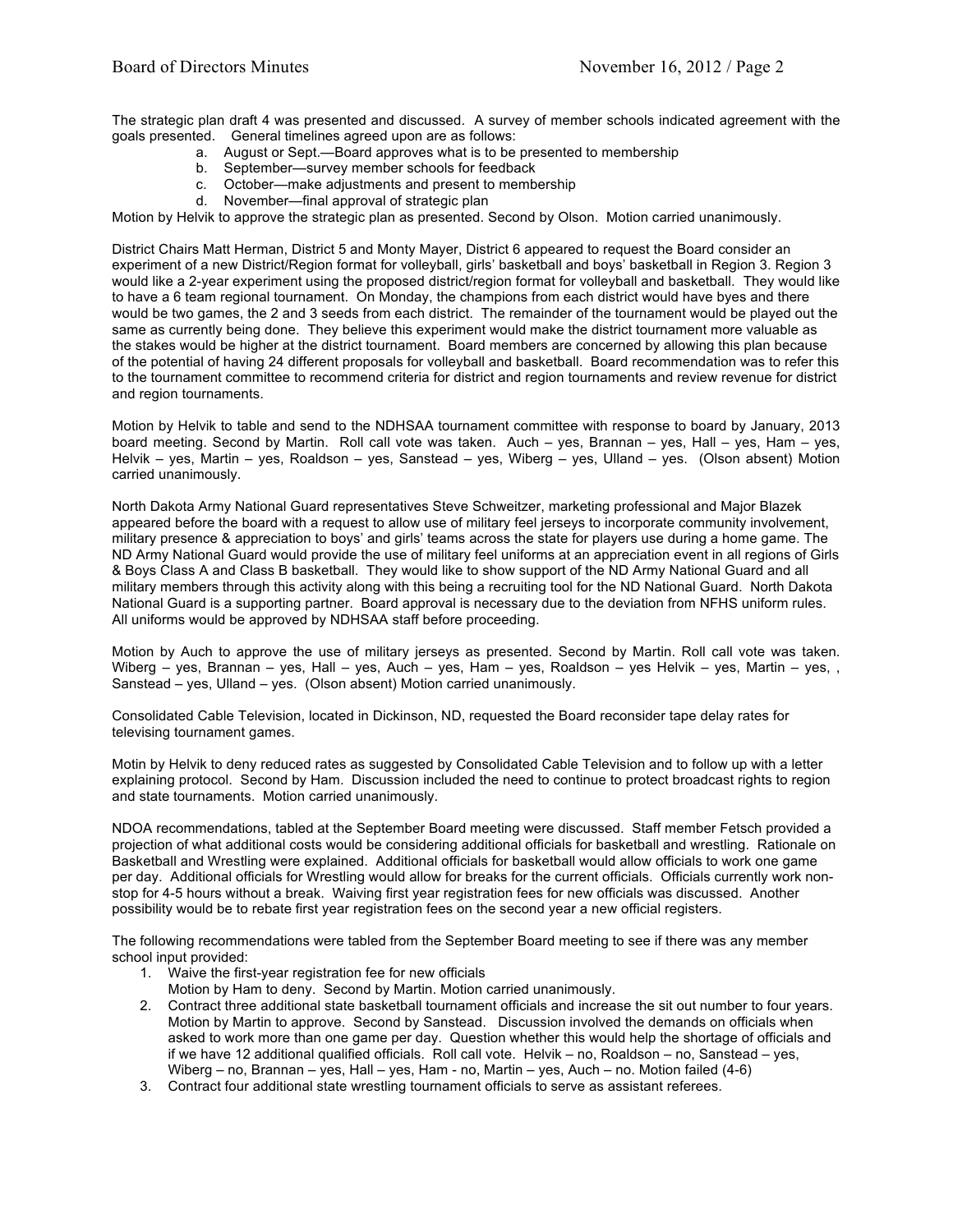The strategic plan draft 4 was presented and discussed. A survey of member schools indicated agreement with the goals presented. General timelines agreed upon are as follows:

a. August or Sept.—Board approves what is to be presented to membership
b. September—survey member schools for feedback
c. October—make adjustments and present to membership
d. November—final approval of strategic plan

Motion by Helvik to approve the strategic plan as presented. Second by Olson. Motion carried unanimously.

District Chairs Matt Herman, District 5 and Monty Mayer, District 6 appeared to request the Board consider an experiment of a new District/Region format for volleyball, girls' basketball and boys' basketball in Region 3. Region 3 would like a 2-year experiment using the proposed district/region format for volleyball and basketball. They would like to have a 6 team regional tournament. On Monday, the champions from each district would have byes and there would be two games, the 2 and 3 seeds from each district. The remainder of the tournament would be played out the same as currently being done. They believe this experiment would make the district tournament more valuable as the stakes would be higher at the district tournament. Board members are concerned by allowing this plan because of the potential of having 24 different proposals for volleyball and basketball. Board recommendation was to refer this to the tournament committee to recommend criteria for district and region tournaments and review revenue for district and region tournaments.

Motion by Helvik to table and send to the NDHSAA tournament committee with response to board by January, 2013 board meeting. Second by Martin. Roll call vote was taken. Auch – yes, Brannan – yes, Hall – yes, Ham – yes, Helvik – yes, Martin – yes, Roaldson – yes, Sanstead – yes, Wiberg – yes, Ulland – yes. (Olson absent) Motion carried unanimously.

North Dakota Army National Guard representatives Steve Schweitzer, marketing professional and Major Blazek appeared before the board with a request to allow use of military feel jerseys to incorporate community involvement, military presence & appreciation to boys' and girls' teams across the state for players use during a home game. The ND Army National Guard would provide the use of military feel uniforms at an appreciation event in all regions of Girls & Boys Class A and Class B basketball. They would like to show support of the ND Army National Guard and all military members through this activity along with this being a recruiting tool for the ND National Guard. North Dakota National Guard is a supporting partner. Board approval is necessary due to the deviation from NFHS uniform rules. All uniforms would be approved by NDHSAA staff before proceeding.

Motion by Auch to approve the use of military jerseys as presented. Second by Martin. Roll call vote was taken. Wiberg – yes, Brannan – yes, Hall – yes, Auch – yes, Ham – yes, Roaldson – yes Helvik – yes, Martin – yes, , Sanstead – yes, Ulland – yes. (Olson absent) Motion carried unanimously.

Consolidated Cable Television, located in Dickinson, ND, requested the Board reconsider tape delay rates for televising tournament games.

Motin by Helvik to deny reduced rates as suggested by Consolidated Cable Television and to follow up with a letter explaining protocol. Second by Ham. Discussion included the need to continue to protect broadcast rights to region and state tournaments. Motion carried unanimously.

NDOA recommendations, tabled at the September Board meeting were discussed. Staff member Fetsch provided a projection of what additional costs would be considering additional officials for basketball and wrestling. Rationale on Basketball and Wrestling were explained. Additional officials for basketball would allow officials to work one game per day. Additional officials for Wrestling would allow for breaks for the current officials. Officials currently work non-stop for 4-5 hours without a break. Waiving first year registration fees for new officials was discussed. Another possibility would be to rebate first year registration fees on the second year a new official registers.

The following recommendations were tabled from the September Board meeting to see if there was any member school input provided:

1. Waive the first-year registration fee for new officials
   Motion by Ham to deny. Second by Martin. Motion carried unanimously.
2. Contract three additional state basketball tournament officials and increase the sit out number to four years. Motion by Martin to approve. Second by Sanstead. Discussion involved the demands on officials when asked to work more than one game per day. Question whether this would help the shortage of officials and if we have 12 additional qualified officials. Roll call vote. Helvik – no, Roaldson – no, Sanstead – yes, Wiberg – no, Brannan – yes, Hall – yes, Ham - no, Martin – yes, Auch – no. Motion failed (4-6)
3. Contract four additional state wrestling tournament officials to serve as assistant referees.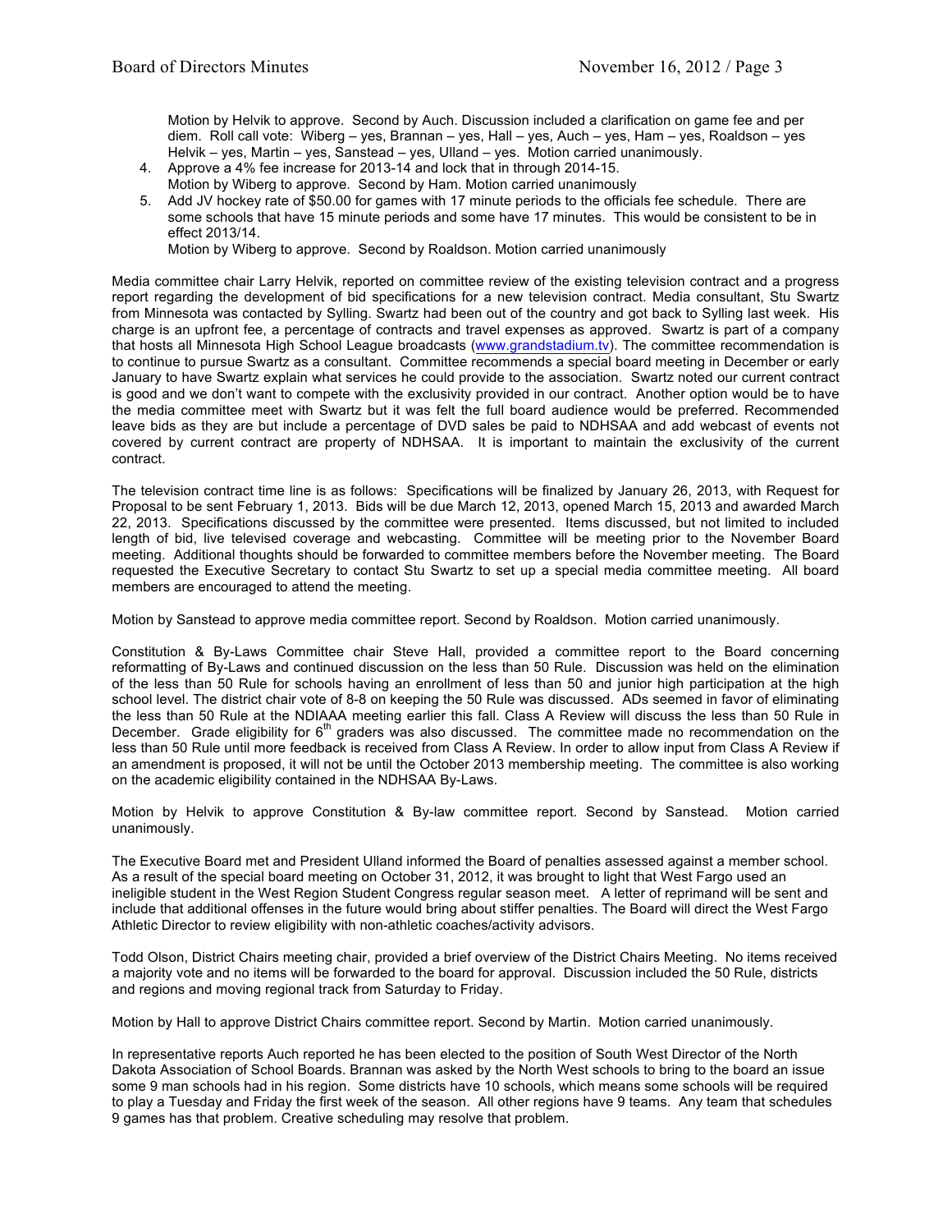Motion by Helvik to approve. Second by Auch. Discussion included a clarification on game fee and per diem. Roll call vote: Wiberg – yes, Brannan – yes, Hall – yes, Auch – yes, Ham – yes, Roaldson – yes Helvik – yes, Martin – yes, Sanstead – yes, Ulland – yes. Motion carried unanimously.

4. Approve a 4% fee increase for 2013-14 and lock that in through 2014-15.
   Motion by Wiberg to approve. Second by Ham. Motion carried unanimously
5. Add JV hockey rate of $50.00 for games with 17 minute periods to the officials fee schedule. There are some schools that have 15 minute periods and some have 17 minutes. This would be consistent to be in effect 2013/14.
   Motion by Wiberg to approve. Second by Roaldson. Motion carried unanimously

Media committee chair Larry Helvik, reported on committee review of the existing television contract and a progress report regarding the development of bid specifications for a new television contract. Media consultant, Stu Swartz from Minnesota was contacted by Sylling. Swartz had been out of the country and got back to Sylling last week. His charge is an upfront fee, a percentage of contracts and travel expenses as approved. Swartz is part of a company that hosts all Minnesota High School League broadcasts (www.grandstadium.tv). The committee recommendation is to continue to pursue Swartz as a consultant. Committee recommends a special board meeting in December or early January to have Swartz explain what services he could provide to the association. Swartz noted our current contract is good and we don't want to compete with the exclusivity provided in our contract. Another option would be to have the media committee meet with Swartz but it was felt the full board audience would be preferred. Recommended leave bids as they are but include a percentage of DVD sales be paid to NDHSAA and add webcast of events not covered by current contract are property of NDHSAA. It is important to maintain the exclusivity of the current contract.

The television contract time line is as follows: Specifications will be finalized by January 26, 2013, with Request for Proposal to be sent February 1, 2013. Bids will be due March 12, 2013, opened March 15, 2013 and awarded March 22, 2013. Specifications discussed by the committee were presented. Items discussed, but not limited to included length of bid, live televised coverage and webcasting. Committee will be meeting prior to the November Board meeting. Additional thoughts should be forwarded to committee members before the November meeting. The Board requested the Executive Secretary to contact Stu Swartz to set up a special media committee meeting. All board members are encouraged to attend the meeting.

Motion by Sanstead to approve media committee report. Second by Roaldson. Motion carried unanimously.

Constitution & By-Laws Committee chair Steve Hall, provided a committee report to the Board concerning reformatting of By-Laws and continued discussion on the less than 50 Rule. Discussion was held on the elimination of the less than 50 Rule for schools having an enrollment of less than 50 and junior high participation at the high school level. The district chair vote of 8-8 on keeping the 50 Rule was discussed. ADs seemed in favor of eliminating the less than 50 Rule at the NDIAAA meeting earlier this fall. Class A Review will discuss the less than 50 Rule in December. Grade eligibility for 6th graders was also discussed. The committee made no recommendation on the less than 50 Rule until more feedback is received from Class A Review. In order to allow input from Class A Review if an amendment is proposed, it will not be until the October 2013 membership meeting. The committee is also working on the academic eligibility contained in the NDHSAA By-Laws.

Motion by Helvik to approve Constitution & By-law committee report. Second by Sanstead. Motion carried unanimously.

The Executive Board met and President Ulland informed the Board of penalties assessed against a member school. As a result of the special board meeting on October 31, 2012, it was brought to light that West Fargo used an ineligible student in the West Region Student Congress regular season meet. A letter of reprimand will be sent and include that additional offenses in the future would bring about stiffer penalties. The Board will direct the West Fargo Athletic Director to review eligibility with non-athletic coaches/activity advisors.

Todd Olson, District Chairs meeting chair, provided a brief overview of the District Chairs Meeting. No items received a majority vote and no items will be forwarded to the board for approval. Discussion included the 50 Rule, districts and regions and moving regional track from Saturday to Friday.

Motion by Hall to approve District Chairs committee report. Second by Martin. Motion carried unanimously.

In representative reports Auch reported he has been elected to the position of South West Director of the North Dakota Association of School Boards. Brannan was asked by the North West schools to bring to the board an issue some 9 man schools had in his region. Some districts have 10 schools, which means some schools will be required to play a Tuesday and Friday the first week of the season. All other regions have 9 teams. Any team that schedules 9 games has that problem. Creative scheduling may resolve that problem.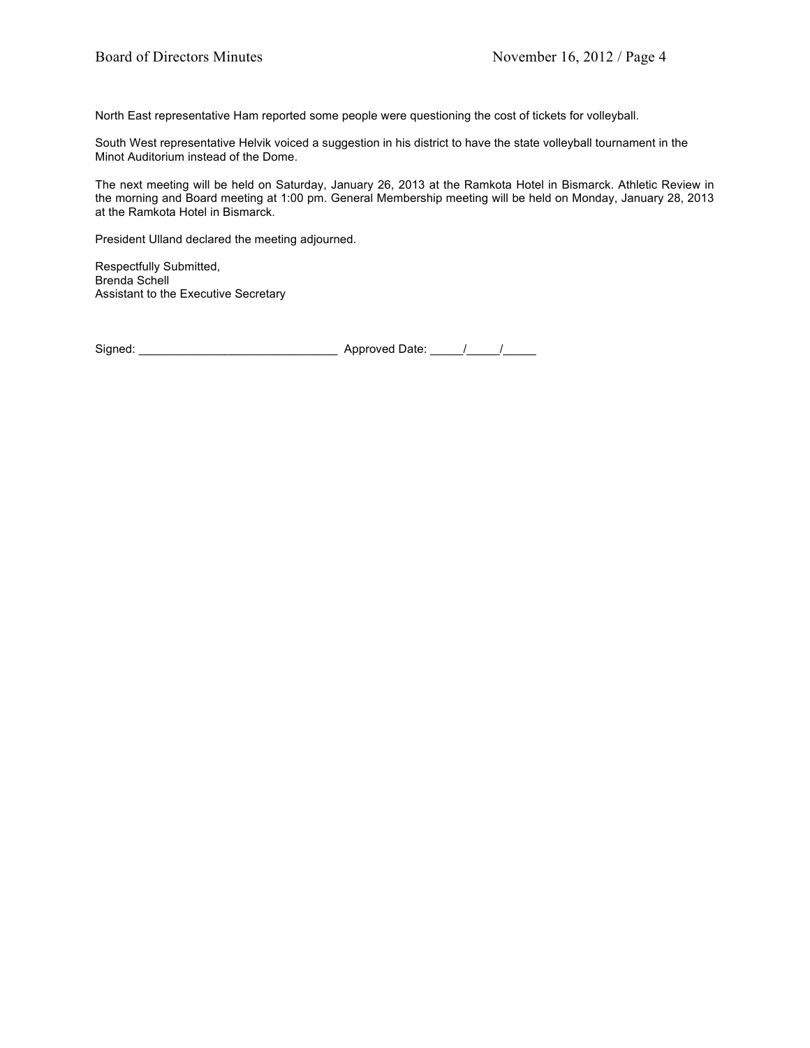North East representative Ham reported some people were questioning the cost of tickets for volleyball.

South West representative Helvik voiced a suggestion in his district to have the state volleyball tournament in the Minot Auditorium instead of the Dome.

The next meeting will be held on Saturday, January 26, 2013 at the Ramkota Hotel in Bismarck. Athletic Review in the morning and Board meeting at 1:00 pm. General Membership meeting will be held on Monday, January 28, 2013 at the Ramkota Hotel in Bismarck.

President Ulland declared the meeting adjourned.

Respectfully Submitted,
Brenda Schell
Assistant to the Executive Secretary

Signed: ______________________________ Approved Date: _____/_____/_____